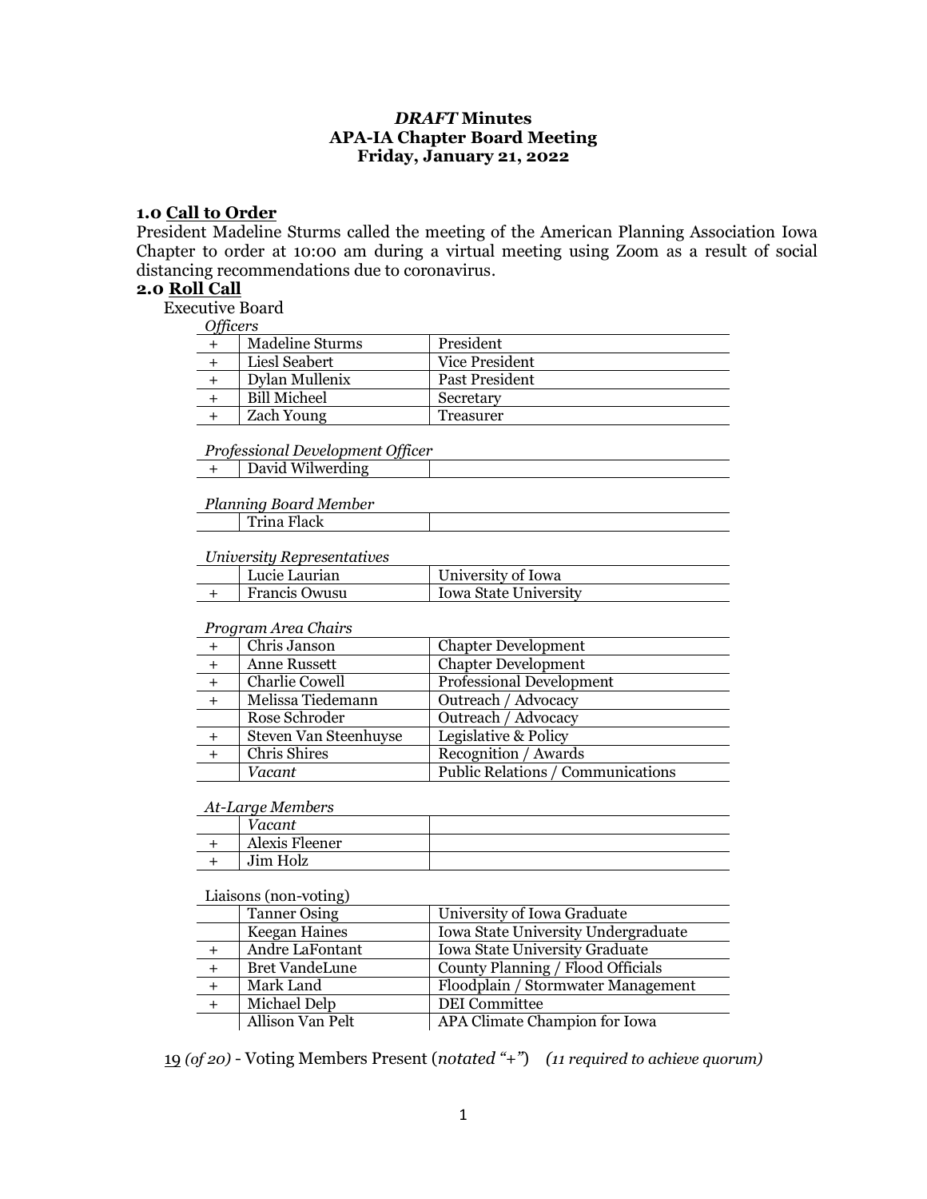***DRAFT* Minutes**
**APA-IA Chapter Board Meeting**
**Friday, January 21, 2022**

## 1.0 Call to Order

President Madeline Sturms called the meeting of the American Planning Association Iowa Chapter to order at 10:00 am during a virtual meeting using Zoom as a result of social distancing recommendations due to coronavirus.

## 2.0 Roll Call

Executive Board

*Officers*

| | | |
|---|---|---|
| + | Madeline Sturms | President |
| + | Liesl Seabert | Vice President |
| + | Dylan Mullenix | Past President |
| + | Bill Micheel | Secretary |
| + | Zach Young | Treasurer |

*Professional Development Officer*

| | | |
|---|---|---|
| + | David Wilwerding | |

*Planning Board Member*

| | | |
|---|---|---|
| | Trina Flack | |

*University Representatives*

| | | |
|---|---|---|
| | Lucie Laurian | University of Iowa |
| + | Francis Owusu | Iowa State University |

*Program Area Chairs*

| | | |
|---|---|---|
| + | Chris Janson | Chapter Development |
| + | Anne Russett | Chapter Development |
| + | Charlie Cowell | Professional Development |
| + | Melissa Tiedemann | Outreach / Advocacy |
| | Rose Schroder | Outreach / Advocacy |
| + | Steven Van Steenhuyse | Legislative & Policy |
| + | Chris Shires | Recognition / Awards |
| | *Vacant* | Public Relations / Communications |

*At-Large Members*

| | | |
|---|---|---|
| | *Vacant* | |
| + | Alexis Fleener | |
| + | Jim Holz | |

Liaisons (non-voting)

| | | |
|---|---|---|
| | Tanner Osing | University of Iowa Graduate |
| | Keegan Haines | Iowa State University Undergraduate |
| + | Andre LaFontant | Iowa State University Graduate |
| + | Bret VandeLune | County Planning / Flood Officials |
| + | Mark Land | Floodplain / Stormwater Management |
| + | Michael Delp | DEI Committee |
| | Allison Van Pelt | APA Climate Champion for Iowa |

19 *(of 20)* - Voting Members Present (*notated "+"*) *(11 required to achieve quorum)*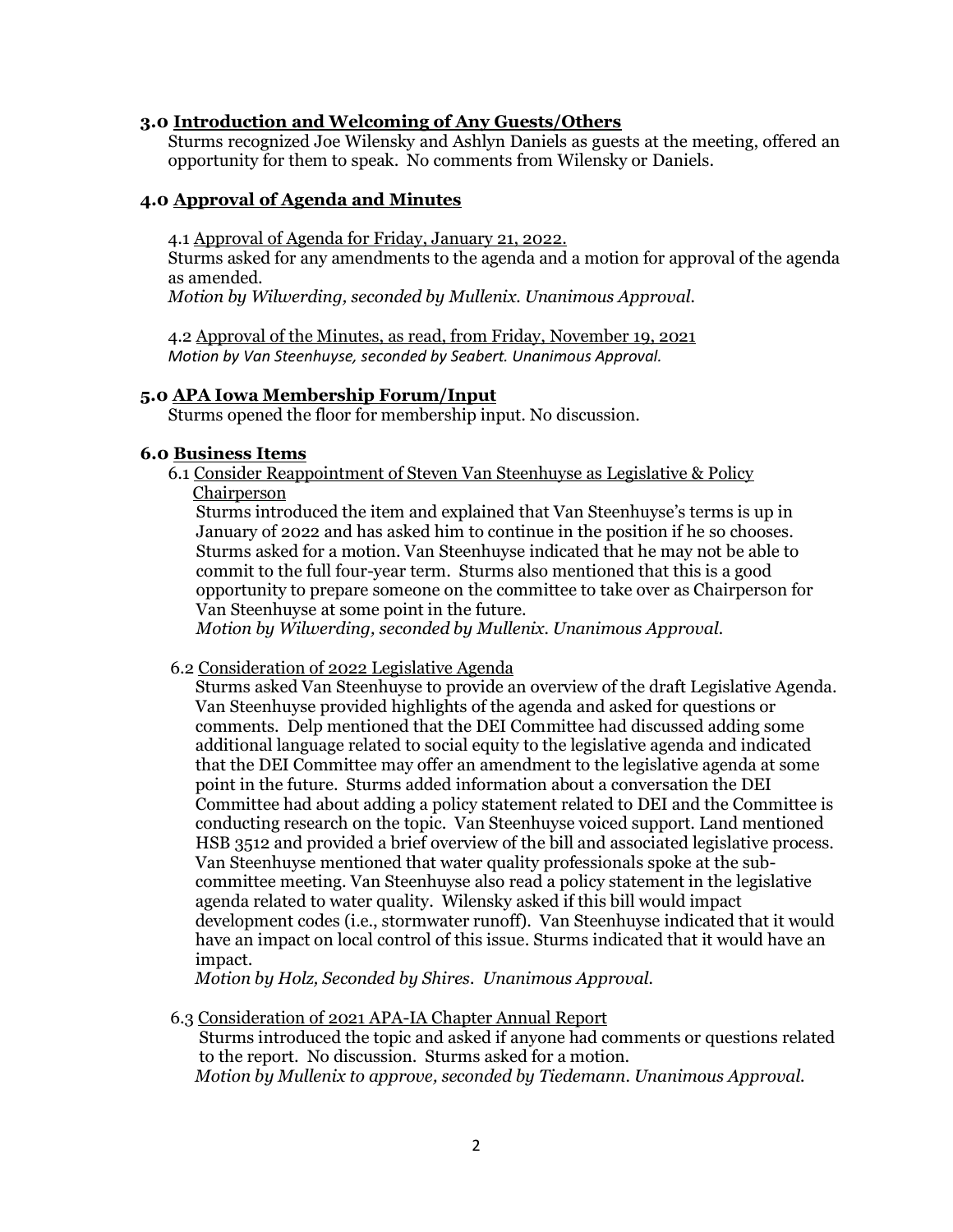### 3.0 Introduction and Welcoming of Any Guests/Others

Sturms recognized Joe Wilensky and Ashlyn Daniels as guests at the meeting, offered an opportunity for them to speak. No comments from Wilensky or Daniels.

### 4.0 Approval of Agenda and Minutes

4.1 Approval of Agenda for Friday, January 21, 2022.

Sturms asked for any amendments to the agenda and a motion for approval of the agenda as amended.

*Motion by Wilwerding, seconded by Mullenix. Unanimous Approval.*

4.2 Approval of the Minutes, as read, from Friday, November 19, 2021

*Motion by Van Steenhuyse, seconded by Seabert. Unanimous Approval.*

### 5.0 APA Iowa Membership Forum/Input

Sturms opened the floor for membership input. No discussion.

### 6.0 Business Items

6.1 Consider Reappointment of Steven Van Steenhuyse as Legislative & Policy Chairperson

Sturms introduced the item and explained that Van Steenhuyse's terms is up in January of 2022 and has asked him to continue in the position if he so chooses. Sturms asked for a motion. Van Steenhuyse indicated that he may not be able to commit to the full four-year term. Sturms also mentioned that this is a good opportunity to prepare someone on the committee to take over as Chairperson for Van Steenhuyse at some point in the future.

*Motion by Wilwerding, seconded by Mullenix. Unanimous Approval.*

6.2 Consideration of 2022 Legislative Agenda

Sturms asked Van Steenhuyse to provide an overview of the draft Legislative Agenda. Van Steenhuyse provided highlights of the agenda and asked for questions or comments. Delp mentioned that the DEI Committee had discussed adding some additional language related to social equity to the legislative agenda and indicated that the DEI Committee may offer an amendment to the legislative agenda at some point in the future. Sturms added information about a conversation the DEI Committee had about adding a policy statement related to DEI and the Committee is conducting research on the topic. Van Steenhuyse voiced support. Land mentioned HSB 3512 and provided a brief overview of the bill and associated legislative process. Van Steenhuyse mentioned that water quality professionals spoke at the sub-committee meeting. Van Steenhuyse also read a policy statement in the legislative agenda related to water quality. Wilensky asked if this bill would impact development codes (i.e., stormwater runoff). Van Steenhuyse indicated that it would have an impact on local control of this issue. Sturms indicated that it would have an impact.

*Motion by Holz, Seconded by Shires. Unanimous Approval.*

6.3 Consideration of 2021 APA-IA Chapter Annual Report

Sturms introduced the topic and asked if anyone had comments or questions related to the report. No discussion. Sturms asked for a motion.

*Motion by Mullenix to approve, seconded by Tiedemann. Unanimous Approval.*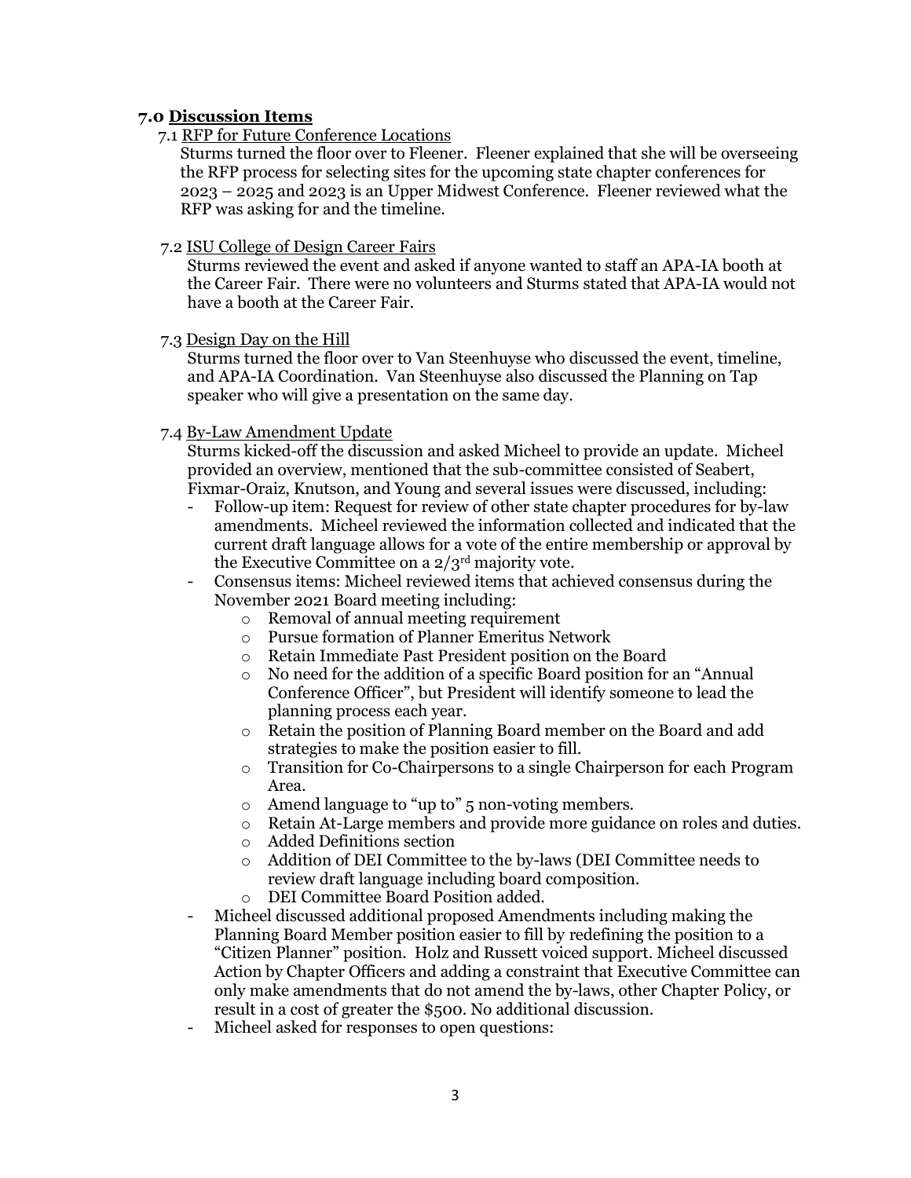## 7.0 Discussion Items

### 7.1 RFP for Future Conference Locations

Sturms turned the floor over to Fleener. Fleener explained that she will be overseeing the RFP process for selecting sites for the upcoming state chapter conferences for 2023 – 2025 and 2023 is an Upper Midwest Conference. Fleener reviewed what the RFP was asking for and the timeline.

### 7.2 ISU College of Design Career Fairs

Sturms reviewed the event and asked if anyone wanted to staff an APA-IA booth at the Career Fair. There were no volunteers and Sturms stated that APA-IA would not have a booth at the Career Fair.

### 7.3 Design Day on the Hill

Sturms turned the floor over to Van Steenhuyse who discussed the event, timeline, and APA-IA Coordination. Van Steenhuyse also discussed the Planning on Tap speaker who will give a presentation on the same day.

### 7.4 By-Law Amendment Update

Sturms kicked-off the discussion and asked Micheel to provide an update. Micheel provided an overview, mentioned that the sub-committee consisted of Seabert, Fixmar-Oraiz, Knutson, and Young and several issues were discussed, including:

- Follow-up item: Request for review of other state chapter procedures for by-law amendments. Micheel reviewed the information collected and indicated that the current draft language allows for a vote of the entire membership or approval by the Executive Committee on a 2/3rd majority vote.
- Consensus items: Micheel reviewed items that achieved consensus during the November 2021 Board meeting including:
  - Removal of annual meeting requirement
  - Pursue formation of Planner Emeritus Network
  - Retain Immediate Past President position on the Board
  - No need for the addition of a specific Board position for an "Annual Conference Officer", but President will identify someone to lead the planning process each year.
  - Retain the position of Planning Board member on the Board and add strategies to make the position easier to fill.
  - Transition for Co-Chairpersons to a single Chairperson for each Program Area.
  - Amend language to "up to" 5 non-voting members.
  - Retain At-Large members and provide more guidance on roles and duties.
  - Added Definitions section
  - Addition of DEI Committee to the by-laws (DEI Committee needs to review draft language including board composition.
  - DEI Committee Board Position added.
- Micheel discussed additional proposed Amendments including making the Planning Board Member position easier to fill by redefining the position to a "Citizen Planner" position. Holz and Russett voiced support. Micheel discussed Action by Chapter Officers and adding a constraint that Executive Committee can only make amendments that do not amend the by-laws, other Chapter Policy, or result in a cost of greater the $500. No additional discussion.
- Micheel asked for responses to open questions: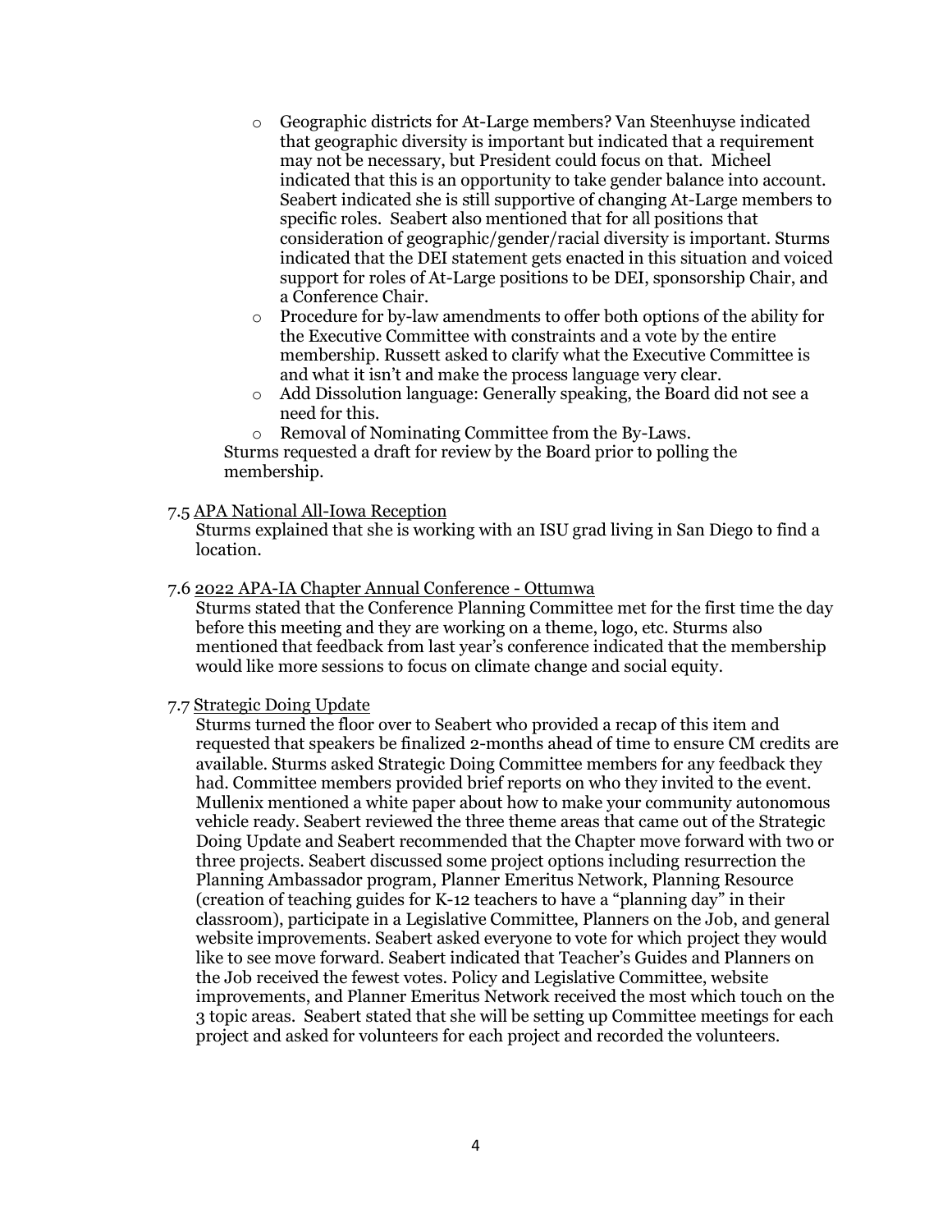- Geographic districts for At-Large members? Van Steenhuyse indicated that geographic diversity is important but indicated that a requirement may not be necessary, but President could focus on that. Micheel indicated that this is an opportunity to take gender balance into account. Seabert indicated she is still supportive of changing At-Large members to specific roles. Seabert also mentioned that for all positions that consideration of geographic/gender/racial diversity is important. Sturms indicated that the DEI statement gets enacted in this situation and voiced support for roles of At-Large positions to be DEI, sponsorship Chair, and a Conference Chair.
- Procedure for by-law amendments to offer both options of the ability for the Executive Committee with constraints and a vote by the entire membership. Russett asked to clarify what the Executive Committee is and what it isn't and make the process language very clear.
- Add Dissolution language: Generally speaking, the Board did not see a need for this.
- Removal of Nominating Committee from the By-Laws.

Sturms requested a draft for review by the Board prior to polling the membership.

7.5 APA National All-Iowa Reception

Sturms explained that she is working with an ISU grad living in San Diego to find a location.

7.6 2022 APA-IA Chapter Annual Conference - Ottumwa

Sturms stated that the Conference Planning Committee met for the first time the day before this meeting and they are working on a theme, logo, etc. Sturms also mentioned that feedback from last year's conference indicated that the membership would like more sessions to focus on climate change and social equity.

7.7 Strategic Doing Update

Sturms turned the floor over to Seabert who provided a recap of this item and requested that speakers be finalized 2-months ahead of time to ensure CM credits are available. Sturms asked Strategic Doing Committee members for any feedback they had. Committee members provided brief reports on who they invited to the event. Mullenix mentioned a white paper about how to make your community autonomous vehicle ready. Seabert reviewed the three theme areas that came out of the Strategic Doing Update and Seabert recommended that the Chapter move forward with two or three projects. Seabert discussed some project options including resurrection the Planning Ambassador program, Planner Emeritus Network, Planning Resource (creation of teaching guides for K-12 teachers to have a "planning day" in their classroom), participate in a Legislative Committee, Planners on the Job, and general website improvements. Seabert asked everyone to vote for which project they would like to see move forward. Seabert indicated that Teacher's Guides and Planners on the Job received the fewest votes. Policy and Legislative Committee, website improvements, and Planner Emeritus Network received the most which touch on the 3 topic areas. Seabert stated that she will be setting up Committee meetings for each project and asked for volunteers for each project and recorded the volunteers.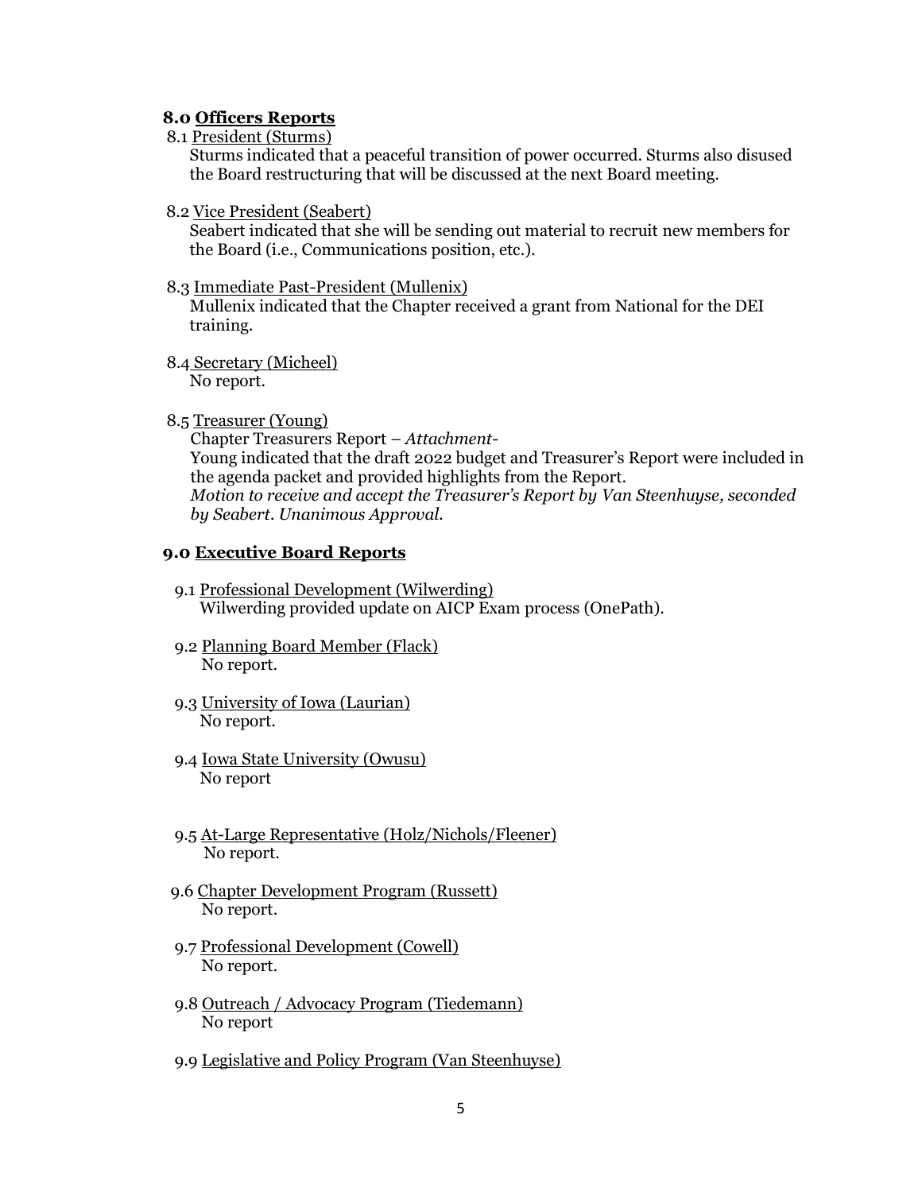## 8.0 Officers Reports

8.1 President (Sturms)

Sturms indicated that a peaceful transition of power occurred. Sturms also disused the Board restructuring that will be discussed at the next Board meeting.

8.2 Vice President (Seabert)

Seabert indicated that she will be sending out material to recruit new members for the Board (i.e., Communications position, etc.).

8.3 Immediate Past-President (Mullenix)

Mullenix indicated that the Chapter received a grant from National for the DEI training.

8.4 Secretary (Micheel)

No report.

8.5 Treasurer (Young)

Chapter Treasurers Report – *Attachment-*

Young indicated that the draft 2022 budget and Treasurer's Report were included in the agenda packet and provided highlights from the Report.

*Motion to receive and accept the Treasurer's Report by Van Steenhuyse, seconded by Seabert. Unanimous Approval.*

## 9.0 Executive Board Reports

9.1 Professional Development (Wilwerding)

Wilwerding provided update on AICP Exam process (OnePath).

9.2 Planning Board Member (Flack)

No report.

9.3 University of Iowa (Laurian)

No report.

9.4 Iowa State University (Owusu)

No report

9.5 At-Large Representative (Holz/Nichols/Fleener)

No report.

9.6 Chapter Development Program (Russett)

No report.

9.7 Professional Development (Cowell)

No report.

9.8 Outreach / Advocacy Program (Tiedemann)

No report

9.9 Legislative and Policy Program (Van Steenhuyse)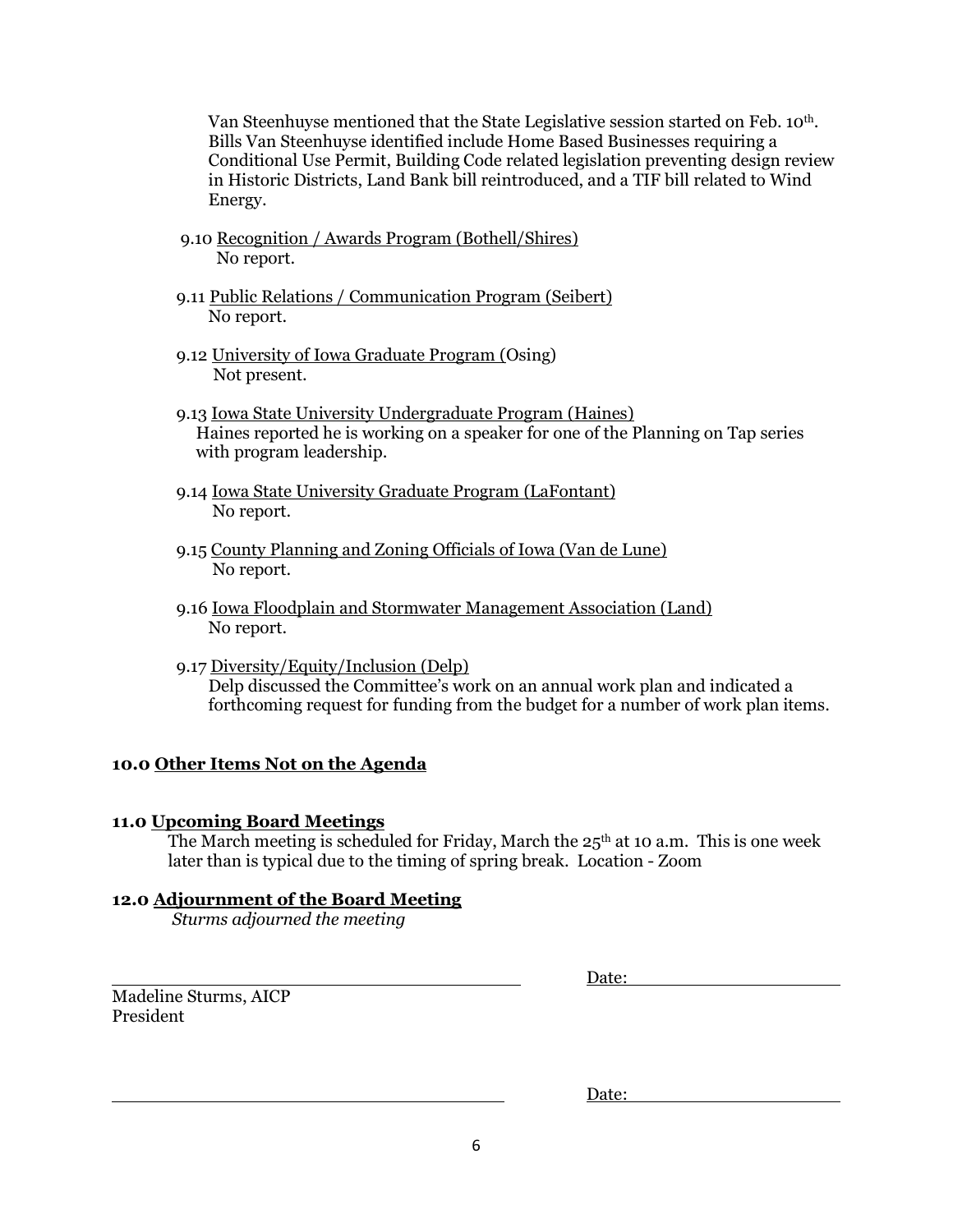Van Steenhuyse mentioned that the State Legislative session started on Feb. 10th. Bills Van Steenhuyse identified include Home Based Businesses requiring a Conditional Use Permit, Building Code related legislation preventing design review in Historic Districts, Land Bank bill reintroduced, and a TIF bill related to Wind Energy.

9.10 Recognition / Awards Program (Bothell/Shires)
No report.

9.11 Public Relations / Communication Program (Seibert)
No report.

9.12 University of Iowa Graduate Program (Osing)
Not present.

9.13 Iowa State University Undergraduate Program (Haines)
Haines reported he is working on a speaker for one of the Planning on Tap series with program leadership.

9.14 Iowa State University Graduate Program (LaFontant)
No report.

9.15 County Planning and Zoning Officials of Iowa (Van de Lune)
No report.

9.16 Iowa Floodplain and Stormwater Management Association (Land)
No report.

9.17 Diversity/Equity/Inclusion (Delp)
Delp discussed the Committee's work on an annual work plan and indicated a forthcoming request for funding from the budget for a number of work plan items.

**10.0 Other Items Not on the Agenda**

**11.0 Upcoming Board Meetings**

The March meeting is scheduled for Friday, March the 25th at 10 a.m. This is one week later than is typical due to the timing of spring break. Location - Zoom

**12.0 Adjournment of the Board Meeting**

*Sturms adjourned the meeting*

\_\_\_\_\_\_\_\_\_\_\_\_\_\_\_\_\_\_\_\_\_\_\_\_\_\_\_\_\_\_\_\_\_\_\_\_\_\_ Date: \_\_\_\_\_\_\_\_\_\_\_\_\_\_\_\_\_\_\_\_

Madeline Sturms, AICP
President

\_\_\_\_\_\_\_\_\_\_\_\_\_\_\_\_\_\_\_\_\_\_\_\_\_\_\_\_\_\_\_\_\_\_\_\_\_\_ Date: \_\_\_\_\_\_\_\_\_\_\_\_\_\_\_\_\_\_\_\_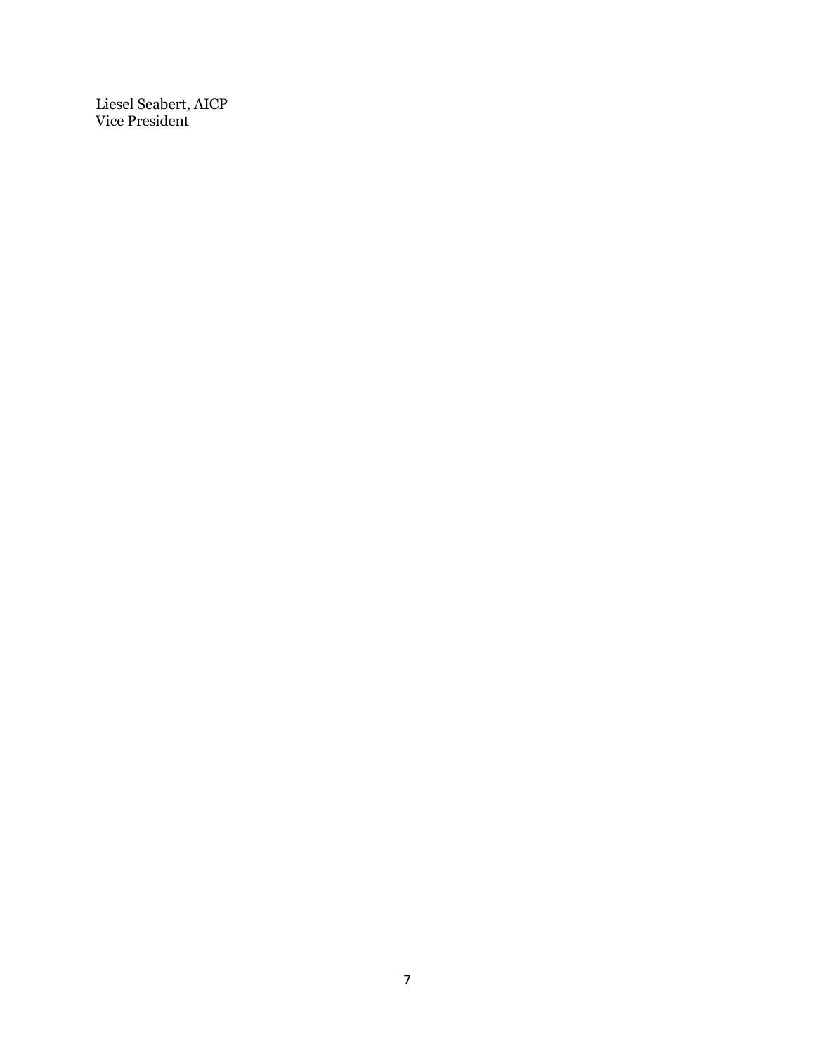Liesel Seabert, AICP
Vice President